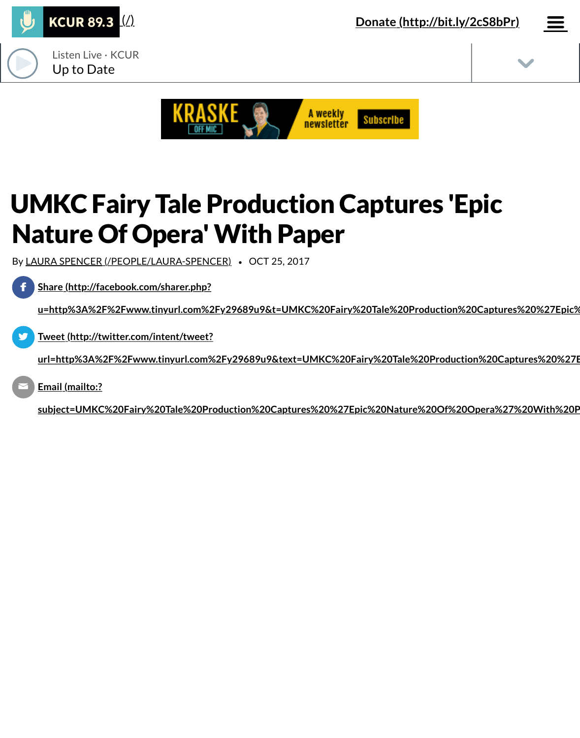KCUR 89.3 (/)

Donate (http://bit.ly/2cS8bPr)

Listen Live · KCUR
Up to Date

KRASKE OFF MIC — A weekly newsletter — Subscribe

# UMKC Fairy Tale Production Captures 'Epic Nature Of Opera' With Paper

By LAURA SPENCER (/PEOPLE/LAURA-SPENCER) • OCT 25, 2017

Share (http://facebook.com/sharer.php?u=http%3A%2F%2Fwww.tinyurl.com%2Fy29689u9&t=UMKC%20Fairy%20Tale%20Production%20Captures%20%27Epic%

Tweet (http://twitter.com/intent/tweet?url=http%3A%2F%2Fwww.tinyurl.com%2Fy29689u9&text=UMKC%20Fairy%20Tale%20Production%20Captures%20%27E

Email (mailto:?subject=UMKC%20Fairy%20Tale%20Production%20Captures%20%27Epic%20Nature%20Of%20Opera%27%20With%20P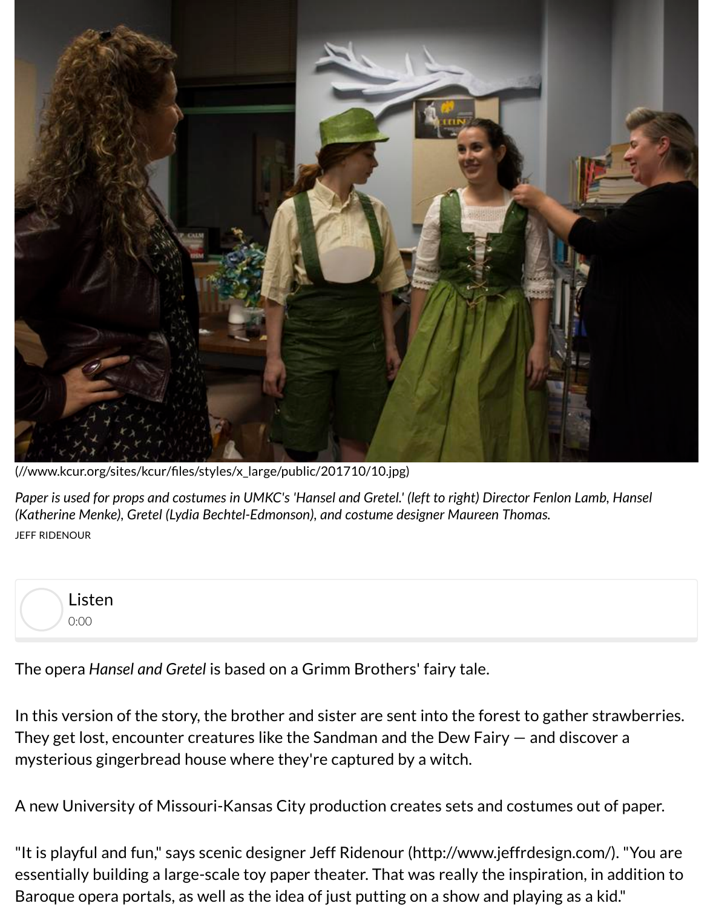(//www.kcur.org/sites/kcur/files/styles/x_large/public/201710/10.jpg)

*Paper is used for props and costumes in UMKC's 'Hansel and Gretel.' (left to right) Director Fenlon Lamb, Hansel (Katherine Menke), Gretel (Lydia Bechtel-Edmonson), and costume designer Maureen Thomas.*

JEFF RIDENOUR

Listen
0:00

The opera *Hansel and Gretel* is based on a Grimm Brothers' fairy tale.

In this version of the story, the brother and sister are sent into the forest to gather strawberries. They get lost, encounter creatures like the Sandman and the Dew Fairy — and discover a mysterious gingerbread house where they're captured by a witch.

A new University of Missouri-Kansas City production creates sets and costumes out of paper.

"It is playful and fun," says scenic designer Jeff Ridenour (http://www.jeffrdesign.com/). "You are essentially building a large-scale toy paper theater. That was really the inspiration, in addition to Baroque opera portals, as well as the idea of just putting on a show and playing as a kid."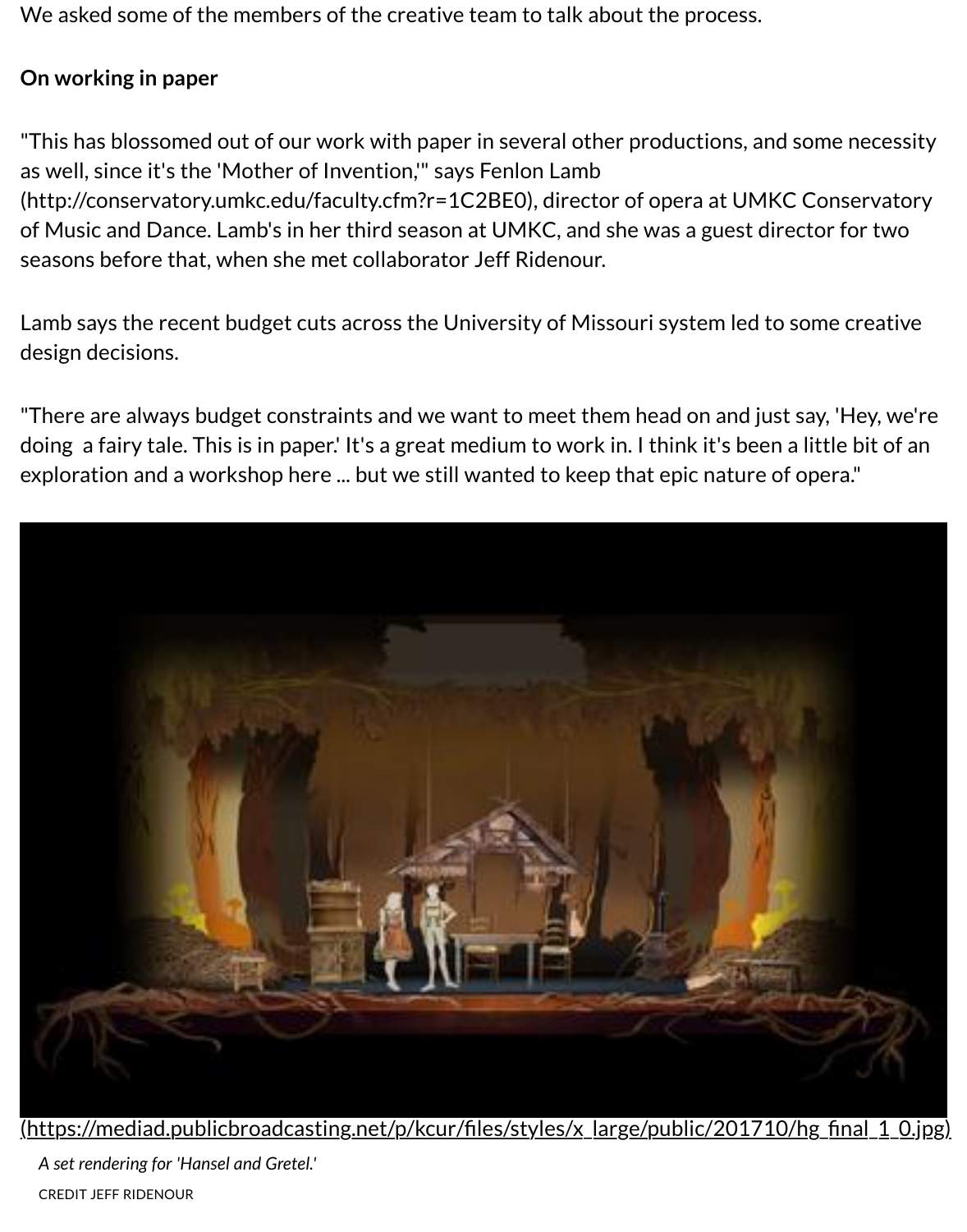We asked some of the members of the creative team to talk about the process.

**On working in paper**

"This has blossomed out of our work with paper in several other productions, and some necessity as well, since it's the 'Mother of Invention,'" says Fenlon Lamb (http://conservatory.umkc.edu/faculty.cfm?r=1C2BE0), director of opera at UMKC Conservatory of Music and Dance. Lamb's in her third season at UMKC, and she was a guest director for two seasons before that, when she met collaborator Jeff Ridenour.

Lamb says the recent budget cuts across the University of Missouri system led to some creative design decisions.

"There are always budget constraints and we want to meet them head on and just say, 'Hey, we're doing a fairy tale. This is in paper.' It's a great medium to work in. I think it's been a little bit of an exploration and a workshop here ... but we still wanted to keep that epic nature of opera."

(https://mediad.publicbroadcasting.net/p/kcur/files/styles/x_large/public/201710/hg_final_1_0.jpg)

*A set rendering for 'Hansel and Gretel.'*

CREDIT JEFF RIDENOUR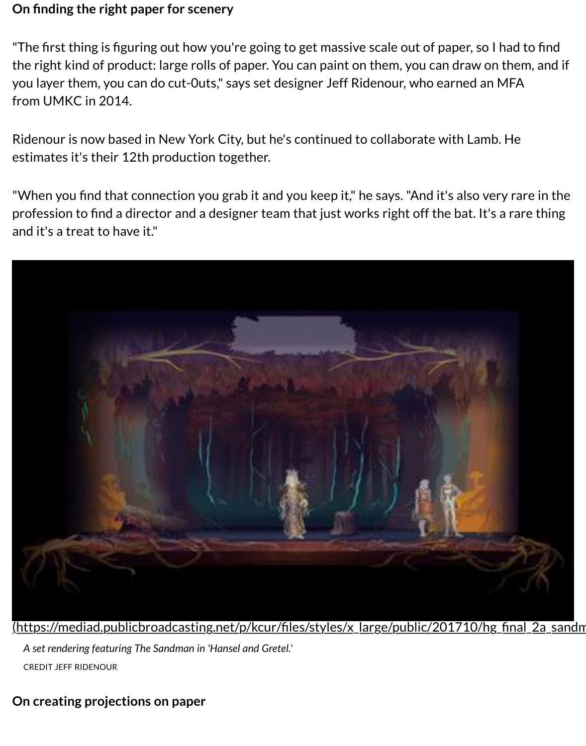**On finding the right paper for scenery**

"The first thing is figuring out how you're going to get massive scale out of paper, so I had to find the right kind of product: large rolls of paper. You can paint on them, you can draw on them, and if you layer them, you can do cut-0uts," says set designer Jeff Ridenour, who earned an MFA from UMKC in 2014.

Ridenour is now based in New York City, but he's continued to collaborate with Lamb. He estimates it's their 12th production together.

"When you find that connection you grab it and you keep it," he says. "And it's also very rare in the profession to find a director and a designer team that just works right off the bat. It's a rare thing and it's a treat to have it."

(https://mediad.publicbroadcasting.net/p/kcur/files/styles/x_large/public/201710/hg_final_2a_sandm

*A set rendering featuring The Sandman in 'Hansel and Gretel.'*

CREDIT JEFF RIDENOUR

**On creating projections on paper**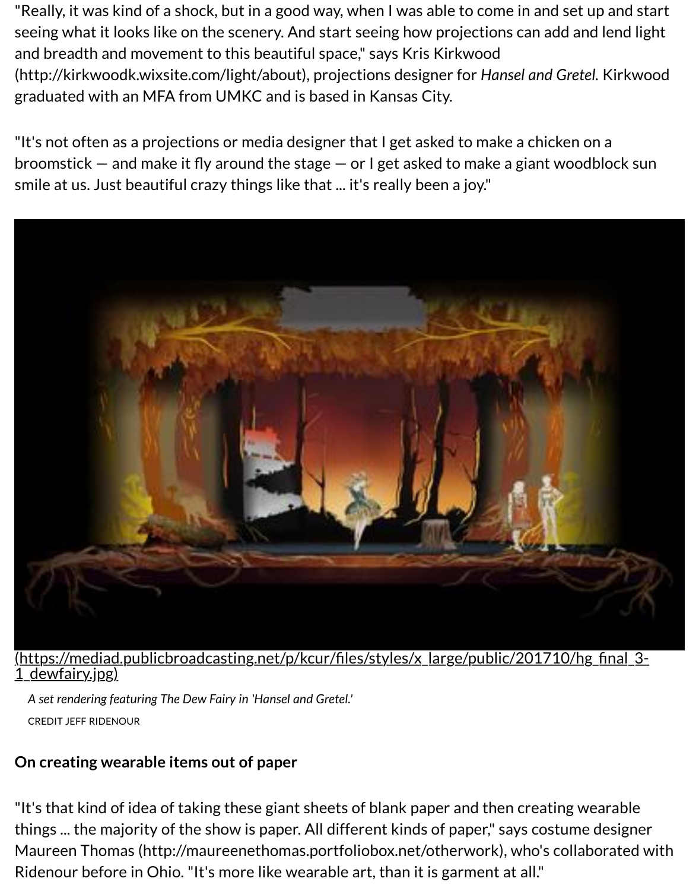"Really, it was kind of a shock, but in a good way, when I was able to come in and set up and start seeing what it looks like on the scenery. And start seeing how projections can add and lend light and breadth and movement to this beautiful space," says Kris Kirkwood (http://kirkwoodk.wixsite.com/light/about), projections designer for *Hansel and Gretel.* Kirkwood graduated with an MFA from UMKC and is based in Kansas City.

"It's not often as a projections or media designer that I get asked to make a chicken on a broomstick — and make it fly around the stage — or I get asked to make a giant woodblock sun smile at us. Just beautiful crazy things like that ... it's really been a joy."

(https://mediad.publicbroadcasting.net/p/kcur/files/styles/x_large/public/201710/hg_final_3-1_dewfairy.jpg)

*A set rendering featuring The Dew Fairy in 'Hansel and Gretel.'*

CREDIT JEFF RIDENOUR

### On creating wearable items out of paper

"It's that kind of idea of taking these giant sheets of blank paper and then creating wearable things ... the majority of the show is paper. All different kinds of paper," says costume designer Maureen Thomas (http://maureenethomas.portfoliobox.net/otherwork), who's collaborated with Ridenour before in Ohio. "It's more like wearable art, than it is garment at all."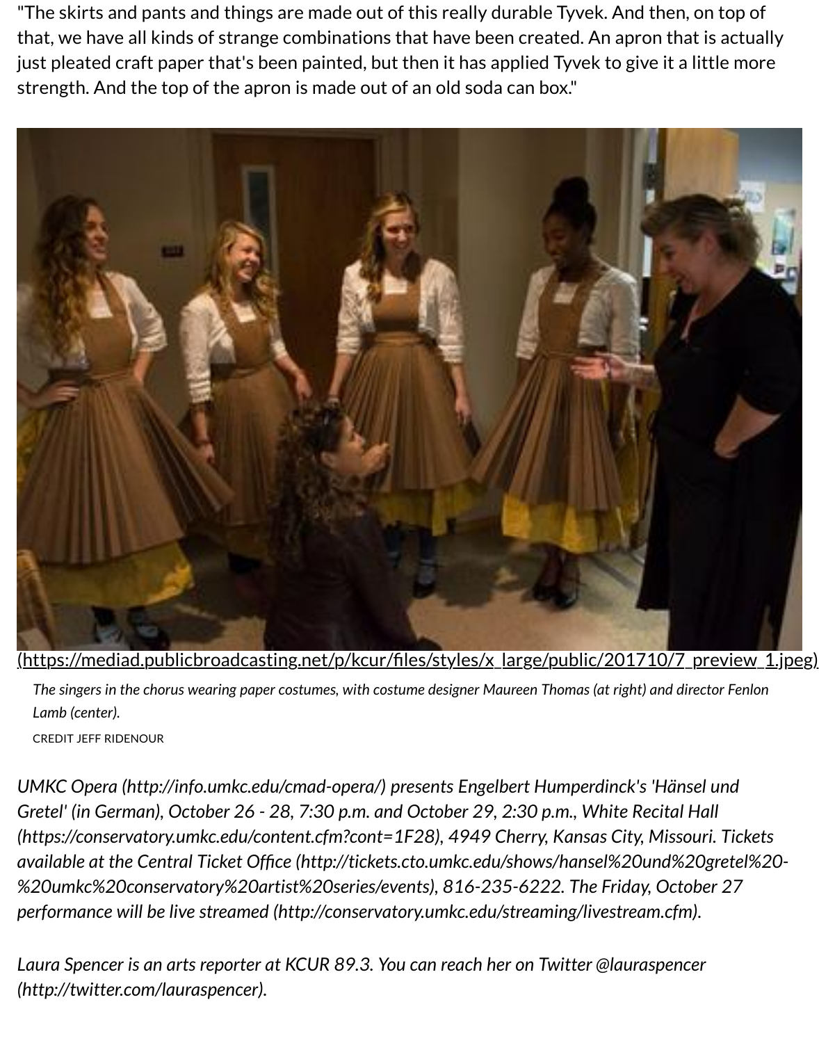"The skirts and pants and things are made out of this really durable Tyvek. And then, on top of that, we have all kinds of strange combinations that have been created. An apron that is actually just pleated craft paper that's been painted, but then it has applied Tyvek to give it a little more strength. And the top of the apron is made out of an old soda can box."

(https://mediad.publicbroadcasting.net/p/kcur/files/styles/x_large/public/201710/7_preview_1.jpeg)

*The singers in the chorus wearing paper costumes, with costume designer Maureen Thomas (at right) and director Fenlon Lamb (center).*

CREDIT JEFF RIDENOUR

*UMKC Opera (http://info.umkc.edu/cmad-opera/) presents Engelbert Humperdinck's 'Hänsel und Gretel' (in German), October 26 - 28, 7:30 p.m. and October 29, 2:30 p.m., White Recital Hall (https://conservatory.umkc.edu/content.cfm?cont=1F28), 4949 Cherry, Kansas City, Missouri. Tickets available at the Central Ticket Office (http://tickets.cto.umkc.edu/shows/hansel%20und%20gretel%20-%20umkc%20conservatory%20artist%20series/events), 816-235-6222. The Friday, October 27 performance will be live streamed (http://conservatory.umkc.edu/streaming/livestream.cfm).*

*Laura Spencer is an arts reporter at KCUR 89.3. You can reach her on Twitter @lauraspencer (http://twitter.com/lauraspencer).*